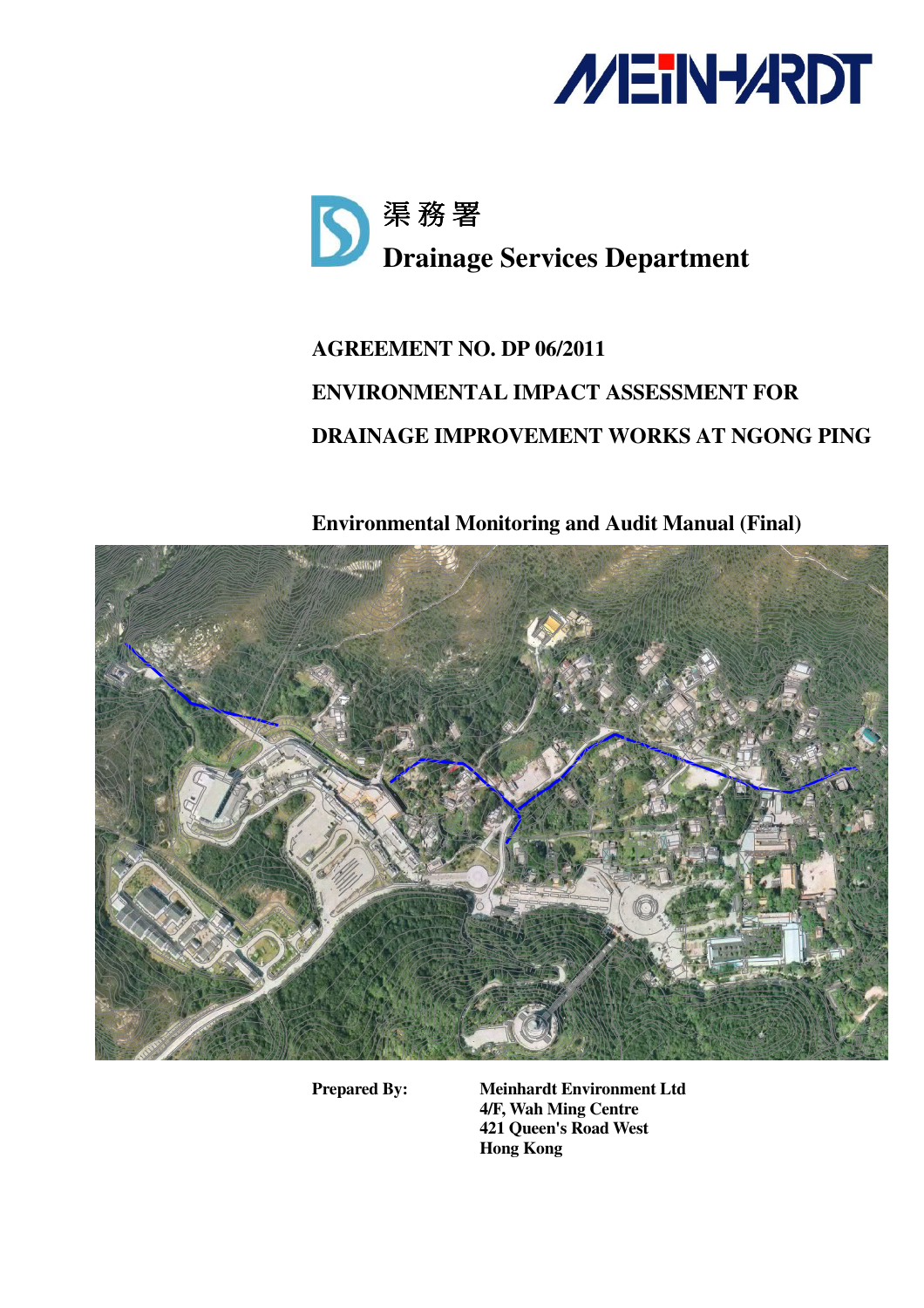MEINHARDT

渠務署

**Drainage Services Department**

**AGREEMENT NO. DP 06/2011**

**ENVIRONMENTAL IMPACT ASSESSMENT FOR**

**DRAINAGE IMPROVEMENT WORKS AT NGONG PING**

**Environmental Monitoring and Audit Manual (Final)**

**Prepared By:** **Meinhardt Environment Ltd**
**4/F, Wah Ming Centre**
**421 Queen's Road West**
**Hong Kong**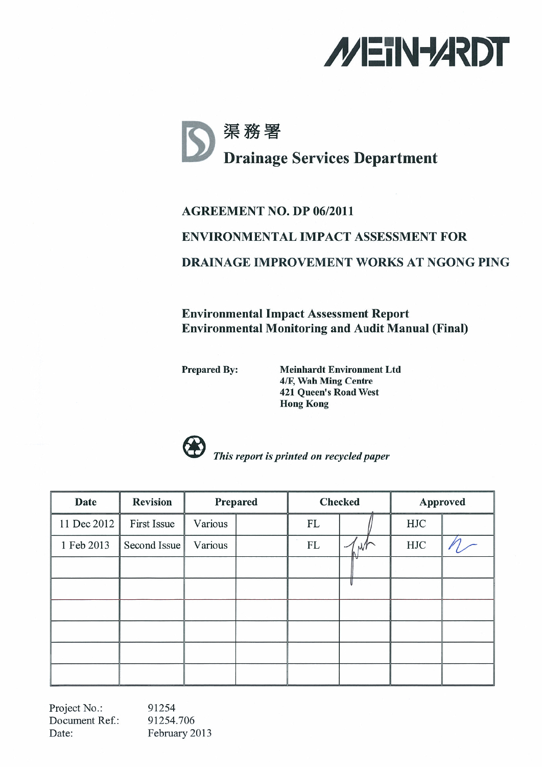MEINHARDT

渠務署

**Drainage Services Department**

**AGREEMENT NO. DP 06/2011**

**ENVIRONMENTAL IMPACT ASSESSMENT FOR**

**DRAINAGE IMPROVEMENT WORKS AT NGONG PING**

**Environmental Impact Assessment Report**
**Environmental Monitoring and Audit Manual (Final)**

| **Prepared By:** | **Meinhardt Environment Ltd**<br>**4/F, Wah Ming Centre**<br>**421 Queen's Road West**<br>**Hong Kong** |
|---|---|

*This report is printed on recycled paper*

| Date | Revision | Prepared | | Checked | | Approved | |
|---|---|---|---|---|---|---|---|
| 11 Dec 2012 | First Issue | Various | | FL | | HJC | |
| 1 Feb 2013 | Second Issue | Various | | FL | | HJC | |
| | | | | | | | |
| | | | | | | | |
| | | | | | | | |
| | | | | | | | |
| | | | | | | | |
| | | | | | | | |

Project No.: 91254
Document Ref.: 91254.706
Date: February 2013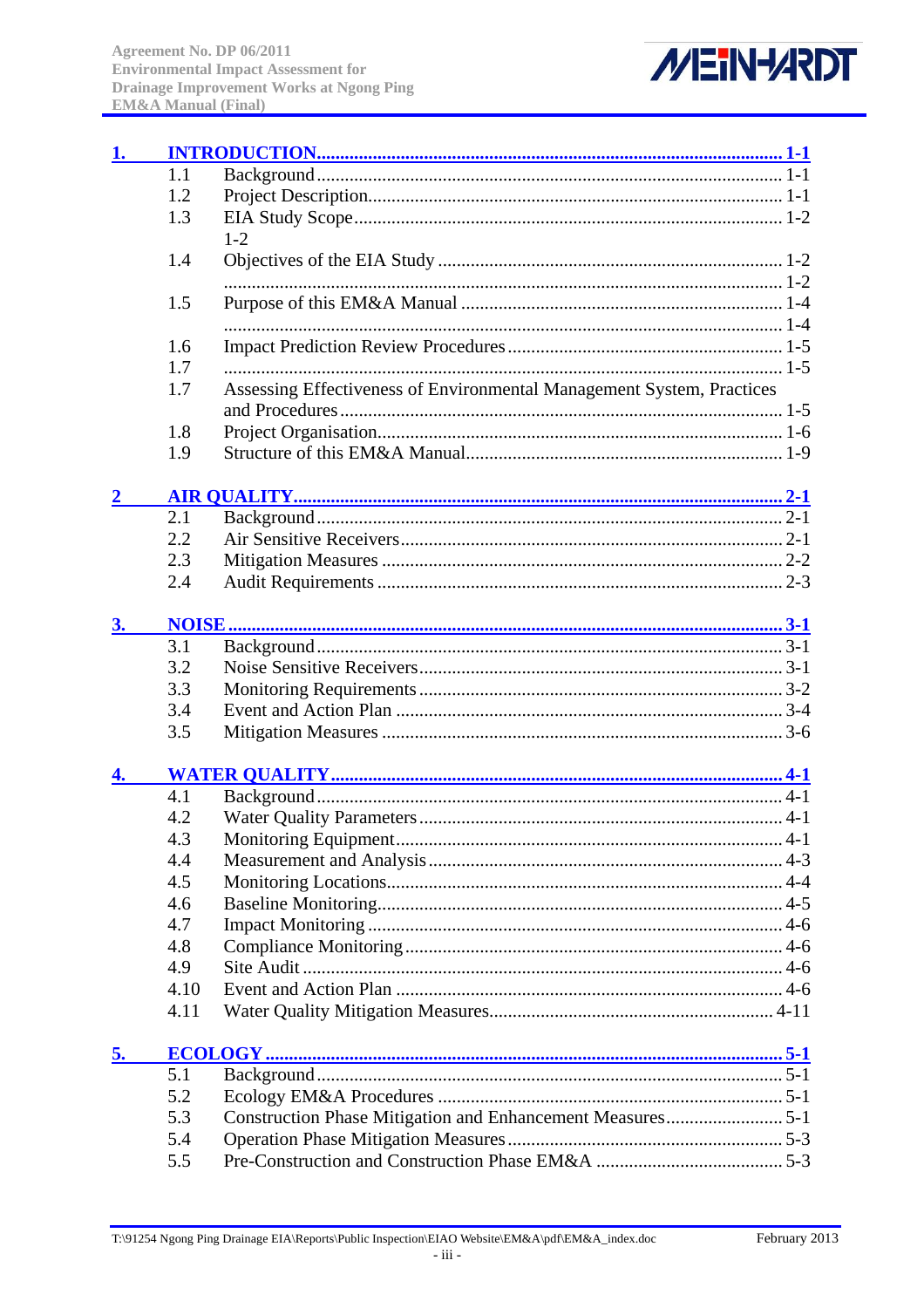1. **INTRODUCTION** ........ 1-1
   - 1.1 Background ........ 1-1
   - 1.2 Project Description ........ 1-1
   - 1.3 EIA Study Scope ........ 1-2
     1-2
   - 1.4 Objectives of the EIA Study ........ 1-2
     ........ 1-2
   - 1.5 Purpose of this EM&A Manual ........ 1-4
     ........ 1-4
   - 1.6 Impact Prediction Review Procedures ........ 1-5
   - 1.7 ........ 1-5
   - 1.7 Assessing Effectiveness of Environmental Management System, Practices and Procedures ........ 1-5
   - 1.8 Project Organisation ........ 1-6
   - 1.9 Structure of this EM&A Manual ........ 1-9

2 **AIR QUALITY** ........ 2-1
   - 2.1 Background ........ 2-1
   - 2.2 Air Sensitive Receivers ........ 2-1
   - 2.3 Mitigation Measures ........ 2-2
   - 2.4 Audit Requirements ........ 2-3

3. **NOISE** ........ 3-1
   - 3.1 Background ........ 3-1
   - 3.2 Noise Sensitive Receivers ........ 3-1
   - 3.3 Monitoring Requirements ........ 3-2
   - 3.4 Event and Action Plan ........ 3-4
   - 3.5 Mitigation Measures ........ 3-6

4. **WATER QUALITY** ........ 4-1
   - 4.1 Background ........ 4-1
   - 4.2 Water Quality Parameters ........ 4-1
   - 4.3 Monitoring Equipment ........ 4-1
   - 4.4 Measurement and Analysis ........ 4-3
   - 4.5 Monitoring Locations ........ 4-4
   - 4.6 Baseline Monitoring ........ 4-5
   - 4.7 Impact Monitoring ........ 4-6
   - 4.8 Compliance Monitoring ........ 4-6
   - 4.9 Site Audit ........ 4-6
   - 4.10 Event and Action Plan ........ 4-6
   - 4.11 Water Quality Mitigation Measures ........ 4-11

5. **ECOLOGY** ........ 5-1
   - 5.1 Background ........ 5-1
   - 5.2 Ecology EM&A Procedures ........ 5-1
   - 5.3 Construction Phase Mitigation and Enhancement Measures ........ 5-1
   - 5.4 Operation Phase Mitigation Measures ........ 5-3
   - 5.5 Pre-Construction and Construction Phase EM&A ........ 5-3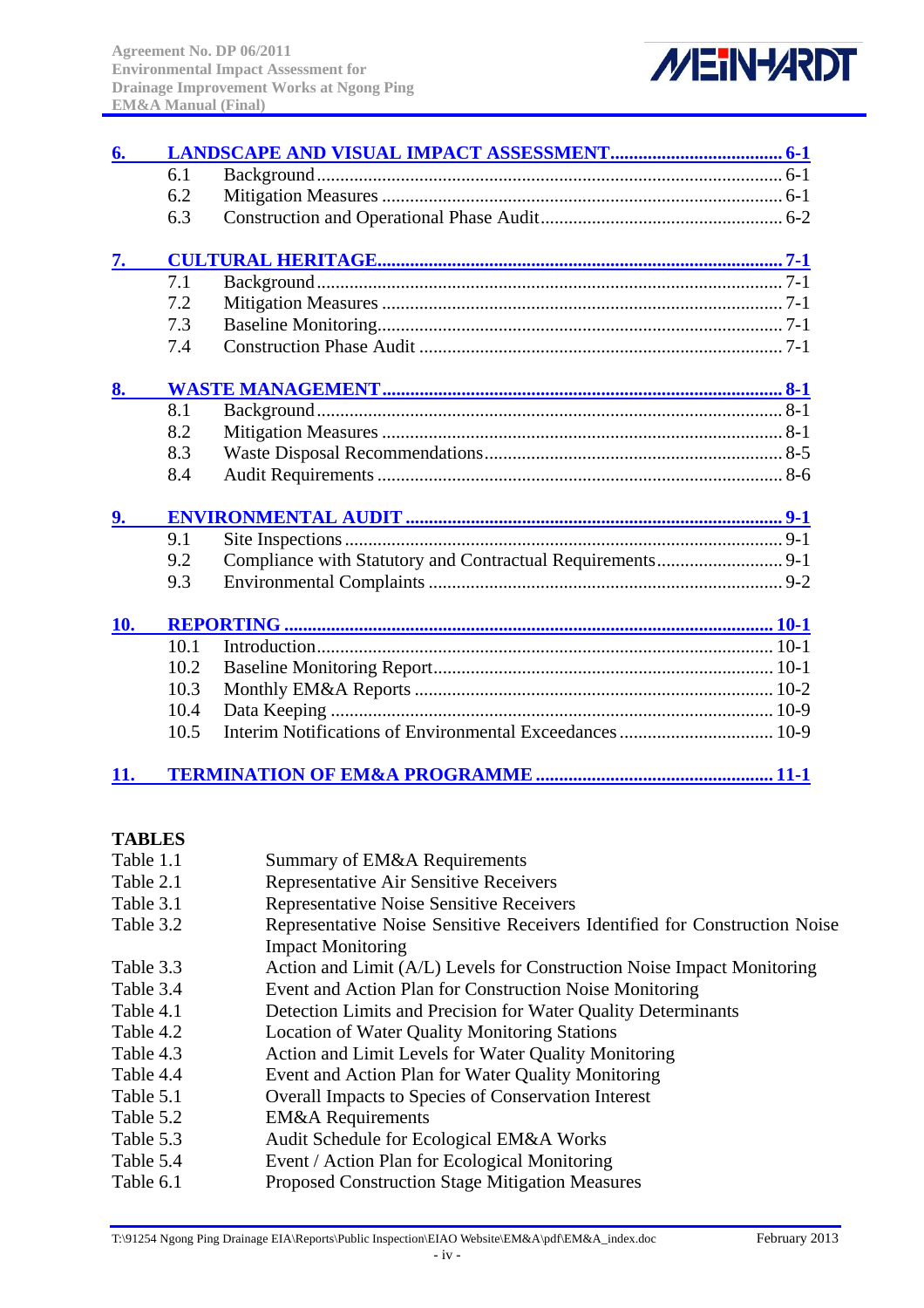| | | |
|---|---|---|
| **6.** | **LANDSCAPE AND VISUAL IMPACT ASSESSMENT** | **6-1** |
| 6.1 | Background | 6-1 |
| 6.2 | Mitigation Measures | 6-1 |
| 6.3 | Construction and Operational Phase Audit | 6-2 |
| **7.** | **CULTURAL HERITAGE** | **7-1** |
| 7.1 | Background | 7-1 |
| 7.2 | Mitigation Measures | 7-1 |
| 7.3 | Baseline Monitoring | 7-1 |
| 7.4 | Construction Phase Audit | 7-1 |
| **8.** | **WASTE MANAGEMENT** | **8-1** |
| 8.1 | Background | 8-1 |
| 8.2 | Mitigation Measures | 8-1 |
| 8.3 | Waste Disposal Recommendations | 8-5 |
| 8.4 | Audit Requirements | 8-6 |
| **9.** | **ENVIRONMENTAL AUDIT** | **9-1** |
| 9.1 | Site Inspections | 9-1 |
| 9.2 | Compliance with Statutory and Contractual Requirements | 9-1 |
| 9.3 | Environmental Complaints | 9-2 |
| **10.** | **REPORTING** | **10-1** |
| 10.1 | Introduction | 10-1 |
| 10.2 | Baseline Monitoring Report | 10-1 |
| 10.3 | Monthly EM&A Reports | 10-2 |
| 10.4 | Data Keeping | 10-9 |
| 10.5 | Interim Notifications of Environmental Exceedances | 10-9 |
| **11.** | **TERMINATION OF EM&A PROGRAMME** | **11-1** |

**TABLES**

| | |
|---|---|
| Table 1.1 | Summary of EM&A Requirements |
| Table 2.1 | Representative Air Sensitive Receivers |
| Table 3.1 | Representative Noise Sensitive Receivers |
| Table 3.2 | Representative Noise Sensitive Receivers Identified for Construction Noise Impact Monitoring |
| Table 3.3 | Action and Limit (A/L) Levels for Construction Noise Impact Monitoring |
| Table 3.4 | Event and Action Plan for Construction Noise Monitoring |
| Table 4.1 | Detection Limits and Precision for Water Quality Determinants |
| Table 4.2 | Location of Water Quality Monitoring Stations |
| Table 4.3 | Action and Limit Levels for Water Quality Monitoring |
| Table 4.4 | Event and Action Plan for Water Quality Monitoring |
| Table 5.1 | Overall Impacts to Species of Conservation Interest |
| Table 5.2 | EM&A Requirements |
| Table 5.3 | Audit Schedule for Ecological EM&A Works |
| Table 5.4 | Event / Action Plan for Ecological Monitoring |
| Table 6.1 | Proposed Construction Stage Mitigation Measures |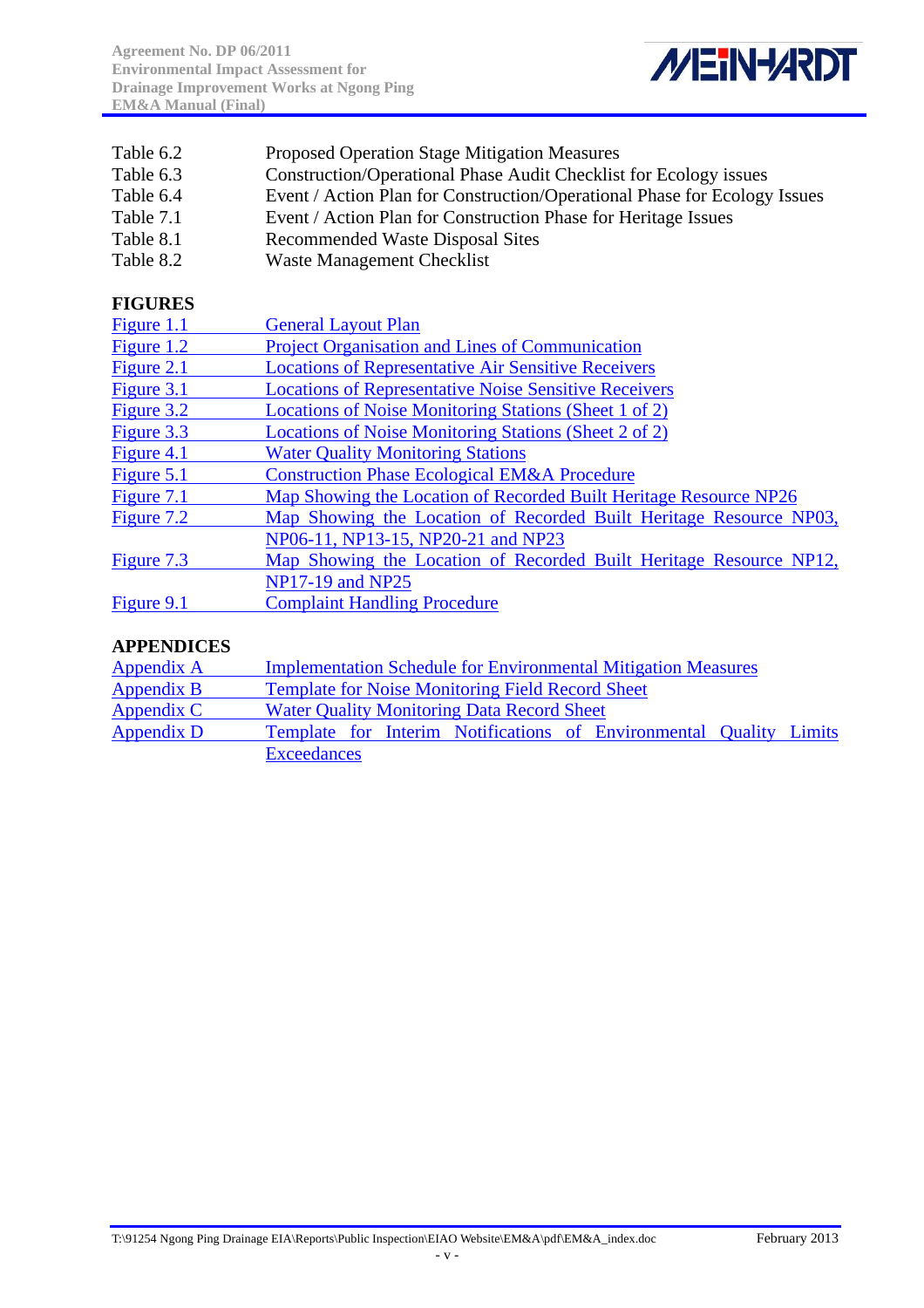| | |
|---|---|
| Table 6.2 | Proposed Operation Stage Mitigation Measures |
| Table 6.3 | Construction/Operational Phase Audit Checklist for Ecology issues |
| Table 6.4 | Event / Action Plan for Construction/Operational Phase for Ecology Issues |
| Table 7.1 | Event / Action Plan for Construction Phase for Heritage Issues |
| Table 8.1 | Recommended Waste Disposal Sites |
| Table 8.2 | Waste Management Checklist |

**FIGURES**

| | |
|---|---|
| Figure 1.1 | General Layout Plan |
| Figure 1.2 | Project Organisation and Lines of Communication |
| Figure 2.1 | Locations of Representative Air Sensitive Receivers |
| Figure 3.1 | Locations of Representative Noise Sensitive Receivers |
| Figure 3.2 | Locations of Noise Monitoring Stations (Sheet 1 of 2) |
| Figure 3.3 | Locations of Noise Monitoring Stations (Sheet 2 of 2) |
| Figure 4.1 | Water Quality Monitoring Stations |
| Figure 5.1 | Construction Phase Ecological EM&A Procedure |
| Figure 7.1 | Map Showing the Location of Recorded Built Heritage Resource NP26 |
| Figure 7.2 | Map Showing the Location of Recorded Built Heritage Resource NP03, NP06-11, NP13-15, NP20-21 and NP23 |
| Figure 7.3 | Map Showing the Location of Recorded Built Heritage Resource NP12, NP17-19 and NP25 |
| Figure 9.1 | Complaint Handling Procedure |

**APPENDICES**

| | |
|---|---|
| Appendix A | Implementation Schedule for Environmental Mitigation Measures |
| Appendix B | Template for Noise Monitoring Field Record Sheet |
| Appendix C | Water Quality Monitoring Data Record Sheet |
| Appendix D | Template for Interim Notifications of Environmental Quality Limits Exceedances |